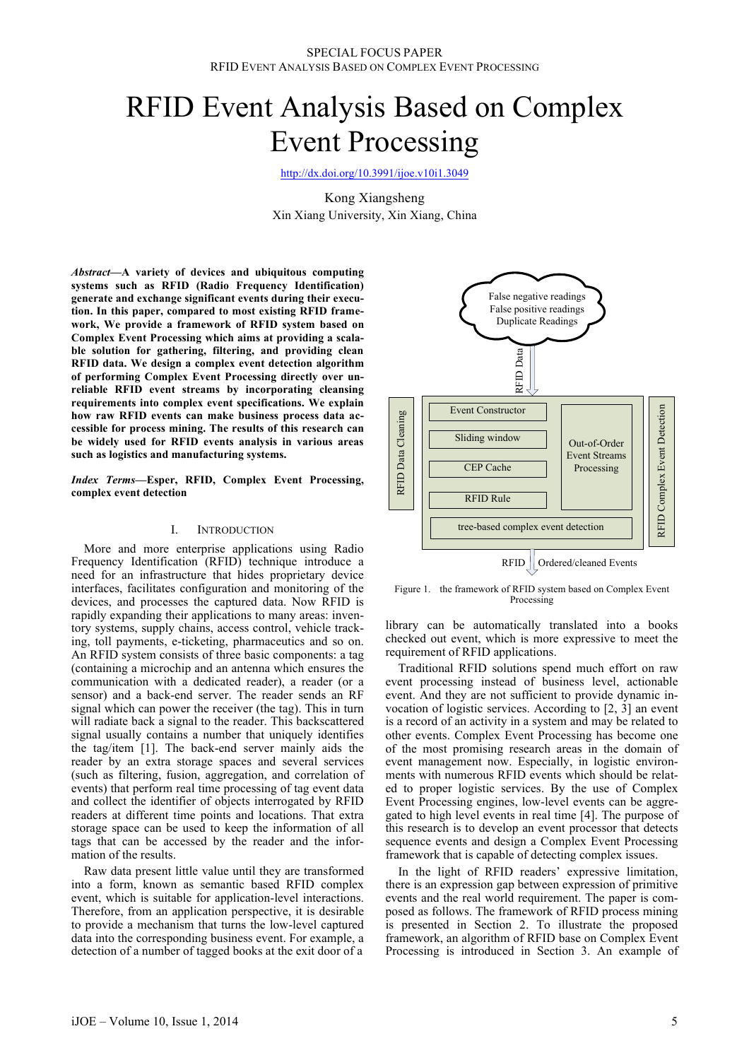# RFID Event Analysis Based on Complex Event Processing

http://dx.doi.org/10.3991/ijoe.v10i1.3049

Kong Xiangsheng
Xin Xiang University, Xin Xiang, China

***Abstract*—A variety of devices and ubiquitous computing systems such as RFID (Radio Frequency Identification) generate and exchange significant events during their execution. In this paper, compared to most existing RFID framework, We provide a framework of RFID system based on Complex Event Processing which aims at providing a scalable solution for gathering, filtering, and providing clean RFID data. We design a complex event detection algorithm of performing Complex Event Processing directly over unreliable RFID event streams by incorporating cleansing requirements into complex event specifications. We explain how raw RFID events can make business process data accessible for process mining. The results of this research can be widely used for RFID events analysis in various areas such as logistics and manufacturing systems.**

***Index Terms*—Esper, RFID, Complex Event Processing, complex event detection**

## I. Introduction

More and more enterprise applications using Radio Frequency Identification (RFID) technique introduce a need for an infrastructure that hides proprietary device interfaces, facilitates configuration and monitoring of the devices, and processes the captured data. Now RFID is rapidly expanding their applications to many areas: inventory systems, supply chains, access control, vehicle tracking, toll payments, e-ticketing, pharmaceutics and so on. An RFID system consists of three basic components: a tag (containing a microchip and an antenna which ensures the communication with a dedicated reader), a reader (or a sensor) and a back-end server. The reader sends an RF signal which can power the receiver (the tag). This in turn will radiate back a signal to the reader. This backscattered signal usually contains a number that uniquely identifies the tag/item [1]. The back-end server mainly aids the reader by an extra storage spaces and several services (such as filtering, fusion, aggregation, and correlation of events) that perform real time processing of tag event data and collect the identifier of objects interrogated by RFID readers at different time points and locations. That extra storage space can be used to keep the information of all tags that can be accessed by the reader and the information of the results.

Raw data present little value until they are transformed into a form, known as semantic based RFID complex event, which is suitable for application-level interactions. Therefore, from an application perspective, it is desirable to provide a mechanism that turns the low-level captured data into the corresponding business event. For example, a detection of a number of tagged books at the exit door of a library can be automatically translated into a books checked out event, which is more expressive to meet the requirement of RFID applications.

Figure 1. the framework of RFID system based on Complex Event Processing

Traditional RFID solutions spend much effort on raw event processing instead of business level, actionable event. And they are not sufficient to provide dynamic invocation of logistic services. According to [2, 3] an event is a record of an activity in a system and may be related to other events. Complex Event Processing has become one of the most promising research areas in the domain of event management now. Especially, in logistic environments with numerous RFID events which should be related to proper logistic services. By the use of Complex Event Processing engines, low-level events can be aggregated to high level events in real time [4]. The purpose of this research is to develop an event processor that detects sequence events and design a Complex Event Processing framework that is capable of detecting complex issues.

In the light of RFID readers' expressive limitation, there is an expression gap between expression of primitive events and the real world requirement. The paper is composed as follows. The framework of RFID process mining is presented in Section 2. To illustrate the proposed framework, an algorithm of RFID base on Complex Event Processing is introduced in Section 3. An example of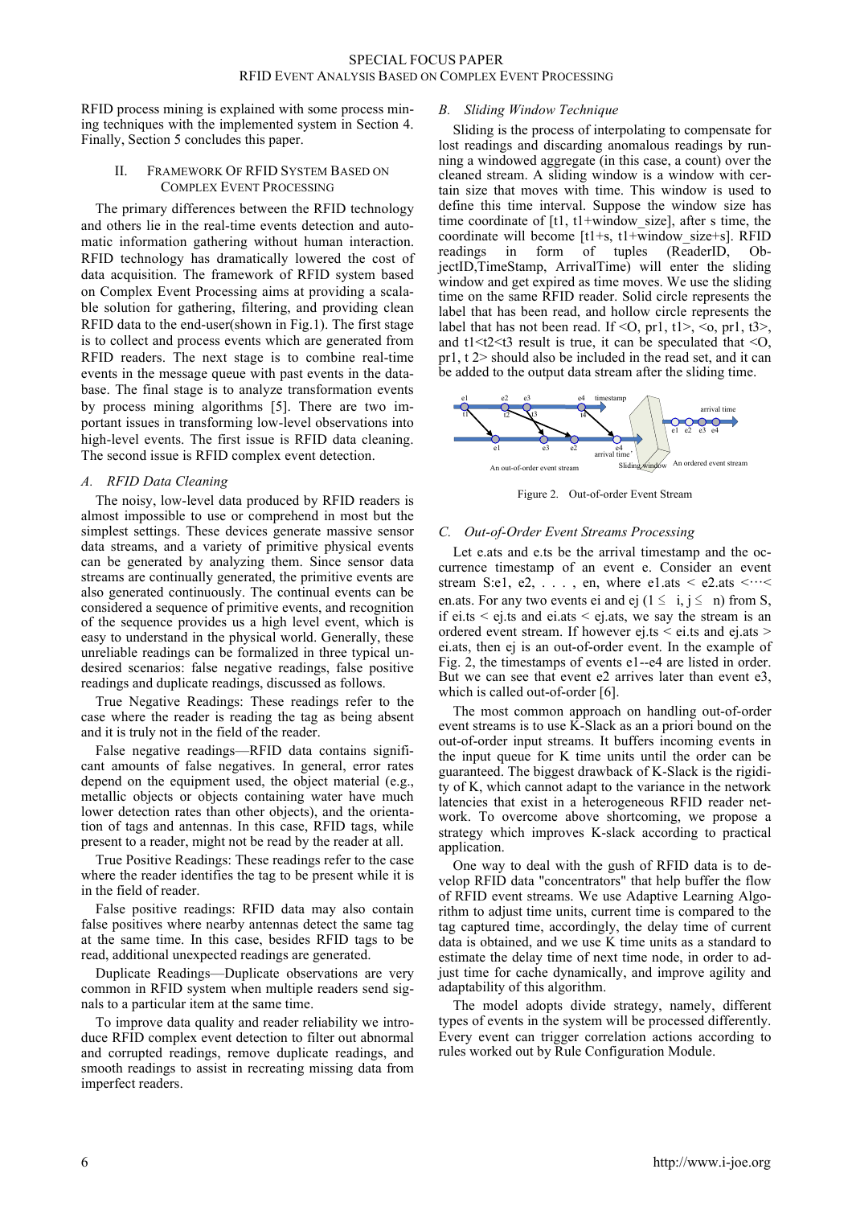RFID process mining is explained with some process mining techniques with the implemented system in Section 4. Finally, Section 5 concludes this paper.

## II. Framework Of RFID System Based On Complex Event Processing

The primary differences between the RFID technology and others lie in the real-time events detection and automatic information gathering without human interaction. RFID technology has dramatically lowered the cost of data acquisition. The framework of RFID system based on Complex Event Processing aims at providing a scalable solution for gathering, filtering, and providing clean RFID data to the end-user(shown in Fig.1). The first stage is to collect and process events which are generated from RFID readers. The next stage is to combine real-time events in the message queue with past events in the database. The final stage is to analyze transformation events by process mining algorithms [5]. There are two important issues in transforming low-level observations into high-level events. The first issue is RFID data cleaning. The second issue is RFID complex event detection.

### A. RFID Data Cleaning

The noisy, low-level data produced by RFID readers is almost impossible to use or comprehend in most but the simplest settings. These devices generate massive sensor data streams, and a variety of primitive physical events can be generated by analyzing them. Since sensor data streams are continually generated, the primitive events are also generated continuously. The continual events can be considered a sequence of primitive events, and recognition of the sequence provides us a high level event, which is easy to understand in the physical world. Generally, these unreliable readings can be formalized in three typical undesired scenarios: false negative readings, false positive readings and duplicate readings, discussed as follows.

True Negative Readings: These readings refer to the case where the reader is reading the tag as being absent and it is truly not in the field of the reader.

False negative readings—RFID data contains significant amounts of false negatives. In general, error rates depend on the equipment used, the object material (e.g., metallic objects or objects containing water have much lower detection rates than other objects), and the orientation of tags and antennas. In this case, RFID tags, while present to a reader, might not be read by the reader at all.

True Positive Readings: These readings refer to the case where the reader identifies the tag to be present while it is in the field of reader.

False positive readings: RFID data may also contain false positives where nearby antennas detect the same tag at the same time. In this case, besides RFID tags to be read, additional unexpected readings are generated.

Duplicate Readings—Duplicate observations are very common in RFID system when multiple readers send signals to a particular item at the same time.

To improve data quality and reader reliability we introduce RFID complex event detection to filter out abnormal and corrupted readings, remove duplicate readings, and smooth readings to assist in recreating missing data from imperfect readers.

### B. Sliding Window Technique

Sliding is the process of interpolating to compensate for lost readings and discarding anomalous readings by running a windowed aggregate (in this case, a count) over the cleaned stream. A sliding window is a window with certain size that moves with time. This window is used to define this time interval. Suppose the window size has time coordinate of [t1, t1+window_size], after s time, the coordinate will become [t1+s, t1+window_size+s]. RFID readings in form of tuples (ReaderID, ObjectID,TimeStamp, ArrivalTime) will enter the sliding window and get expired as time moves. We use the sliding time on the same RFID reader. Solid circle represents the label that has been read, and hollow circle represents the label that has not been read. If <O, pr1, t1>, <o, pr1, t3>, and t1<t2<t3 result is true, it can be speculated that <O, pr1, t 2> should also be included in the read set, and it can be added to the output data stream after the sliding time.

Figure 2. Out-of-order Event Stream

### C. Out-of-Order Event Streams Processing

Let e.ats and e.ts be the arrival timestamp and the occurrence timestamp of an event e. Consider an event stream S:e1, e2, . . . , en, where e1.ats < e2.ats <⋯< en.ats. For any two events ei and ej ($1 \leq i, j \leq n$) from S, if ei.ts < ej.ts and ei.ats < ej.ats, we say the stream is an ordered event stream. If however ej.ts < ei.ts and ej.ats > ei.ats, then ej is an out-of-order event. In the example of Fig. 2, the timestamps of events e1--e4 are listed in order. But we can see that event e2 arrives later than event e3, which is called out-of-order [6].

The most common approach on handling out-of-order event streams is to use K-Slack as an a priori bound on the out-of-order input streams. It buffers incoming events in the input queue for K time units until the order can be guaranteed. The biggest drawback of K-Slack is the rigidity of K, which cannot adapt to the variance in the network latencies that exist in a heterogeneous RFID reader network. To overcome above shortcoming, we propose a strategy which improves K-slack according to practical application.

One way to deal with the gush of RFID data is to develop RFID data "concentrators" that help buffer the flow of RFID event streams. We use Adaptive Learning Algorithm to adjust time units, current time is compared to the tag captured time, accordingly, the delay time of current data is obtained, and we use K time units as a standard to estimate the delay time of next time node, in order to adjust time for cache dynamically, and improve agility and adaptability of this algorithm.

The model adopts divide strategy, namely, different types of events in the system will be processed differently. Every event can trigger correlation actions according to rules worked out by Rule Configuration Module.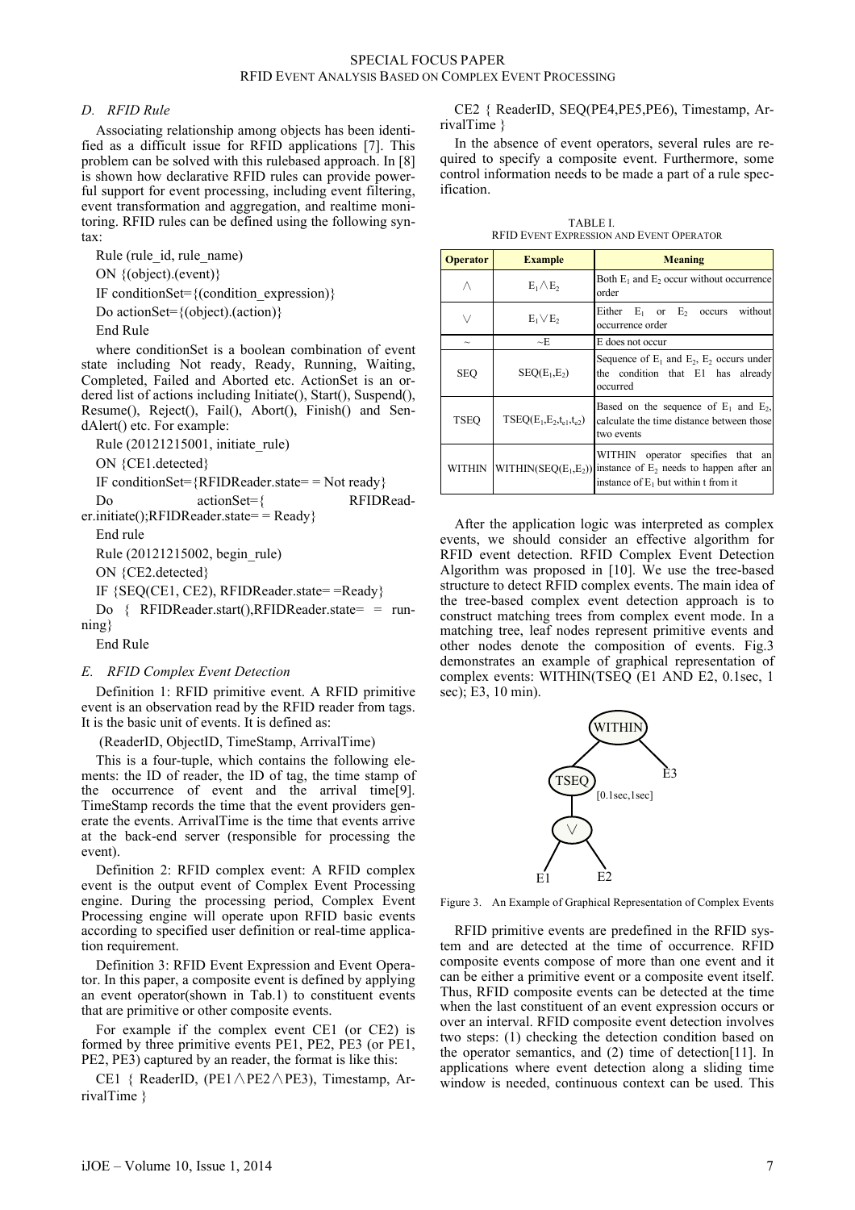### D. RFID Rule

Associating relationship among objects has been identified as a difficult issue for RFID applications [7]. This problem can be solved with this rulebased approach. In [8] is shown how declarative RFID rules can provide powerful support for event processing, including event filtering, event transformation and aggregation, and realtime monitoring. RFID rules can be defined using the following syntax:

Rule (rule_id, rule_name)

ON {(object).(event)}

IF conditionSet={(condition_expression)}

Do actionSet={(object).(action)}

End Rule

where conditionSet is a boolean combination of event state including Not ready, Ready, Running, Waiting, Completed, Failed and Aborted etc. ActionSet is an ordered list of actions including Initiate(), Start(), Suspend(), Resume(), Reject(), Fail(), Abort(), Finish() and SendAlert() etc. For example:

Rule (20121215001, initiate_rule)

ON {CE1.detected}

IF conditionSet={RFIDReader.state= = Not ready}

Do actionSet={ RFIDReader.initiate();RFIDReader.state= = Ready}

End rule

Rule (20121215002, begin_rule)

ON {CE2.detected}

IF {SEQ(CE1, CE2), RFIDReader.state= =Ready}

Do { RFIDReader.start(),RFIDReader.state= = running}

End Rule

### E. RFID Complex Event Detection

Definition 1: RFID primitive event. A RFID primitive event is an observation read by the RFID reader from tags. It is the basic unit of events. It is defined as:

(ReaderID, ObjectID, TimeStamp, ArrivalTime)

This is a four-tuple, which contains the following elements: the ID of reader, the ID of tag, the time stamp of the occurrence of event and the arrival time[9]. TimeStamp records the time that the event providers generate the events. ArrivalTime is the time that events arrive at the back-end server (responsible for processing the event).

Definition 2: RFID complex event: A RFID complex event is the output event of Complex Event Processing engine. During the processing period, Complex Event Processing engine will operate upon RFID basic events according to specified user definition or real-time application requirement.

Definition 3: RFID Event Expression and Event Operator. In this paper, a composite event is defined by applying an event operator(shown in Tab.1) to constituent events that are primitive or other composite events.

For example if the complex event CE1 (or CE2) is formed by three primitive events PE1, PE2, PE3 (or PE1, PE2, PE3) captured by an reader, the format is like this:

CE1 { ReaderID, ($PE1 \wedge PE2 \wedge PE3$), Timestamp, ArrivalTime }

CE2 { ReaderID, SEQ(PE4,PE5,PE6), Timestamp, ArrivalTime }

In the absence of event operators, several rules are required to specify a composite event. Furthermore, some control information needs to be made a part of a rule specification.

TABLE I.
RFID EVENT EXPRESSION AND EVENT OPERATOR

| Operator | Example | Meaning |
|---|---|---|
| $\wedge$ | $E_1 \wedge E_2$ | Both $E_1$ and $E_2$ occur without occurrence order |
| $\vee$ | $E_1 \vee E_2$ | Either $E_1$ or $E_2$ occurs without occurrence order |
| ~ | ~E | E does not occur |
| SEQ | $SEQ(E_1,E_2)$ | Sequence of $E_1$ and $E_2$, $E_2$ occurs under the condition that E1 has already occurred |
| TSEQ | $TSEQ(E_1,E_2,t_{s1},t_{s2})$ | Based on the sequence of $E_1$ and $E_2$, calculate the time distance between those two events |
| WITHIN | $WITHIN(SEQ(E_1,E_2))$ | WITHIN operator specifies that an instance of $E_2$ needs to happen after an instance of $E_1$ but within t from it |

After the application logic was interpreted as complex events, we should consider an effective algorithm for RFID event detection. RFID Complex Event Detection Algorithm was proposed in [10]. We use the tree-based structure to detect RFID complex events. The main idea of the tree-based complex event detection approach is to construct matching trees from complex event mode. In a matching tree, leaf nodes represent primitive events and other nodes denote the composition of events. Fig.3 demonstrates an example of graphical representation of complex events: WITHIN(TSEQ (E1 AND E2, 0.1sec, 1 sec); E3, 10 min).

Figure 3. An Example of Graphical Representation of Complex Events

RFID primitive events are predefined in the RFID system and are detected at the time of occurrence. RFID composite events compose of more than one event and it can be either a primitive event or a composite event itself. Thus, RFID composite events can be detected at the time when the last constituent of an event expression occurs or over an interval. RFID composite event detection involves two steps: (1) checking the detection condition based on the operator semantics, and (2) time of detection[11]. In applications where event detection along a sliding time window is needed, continuous context can be used. This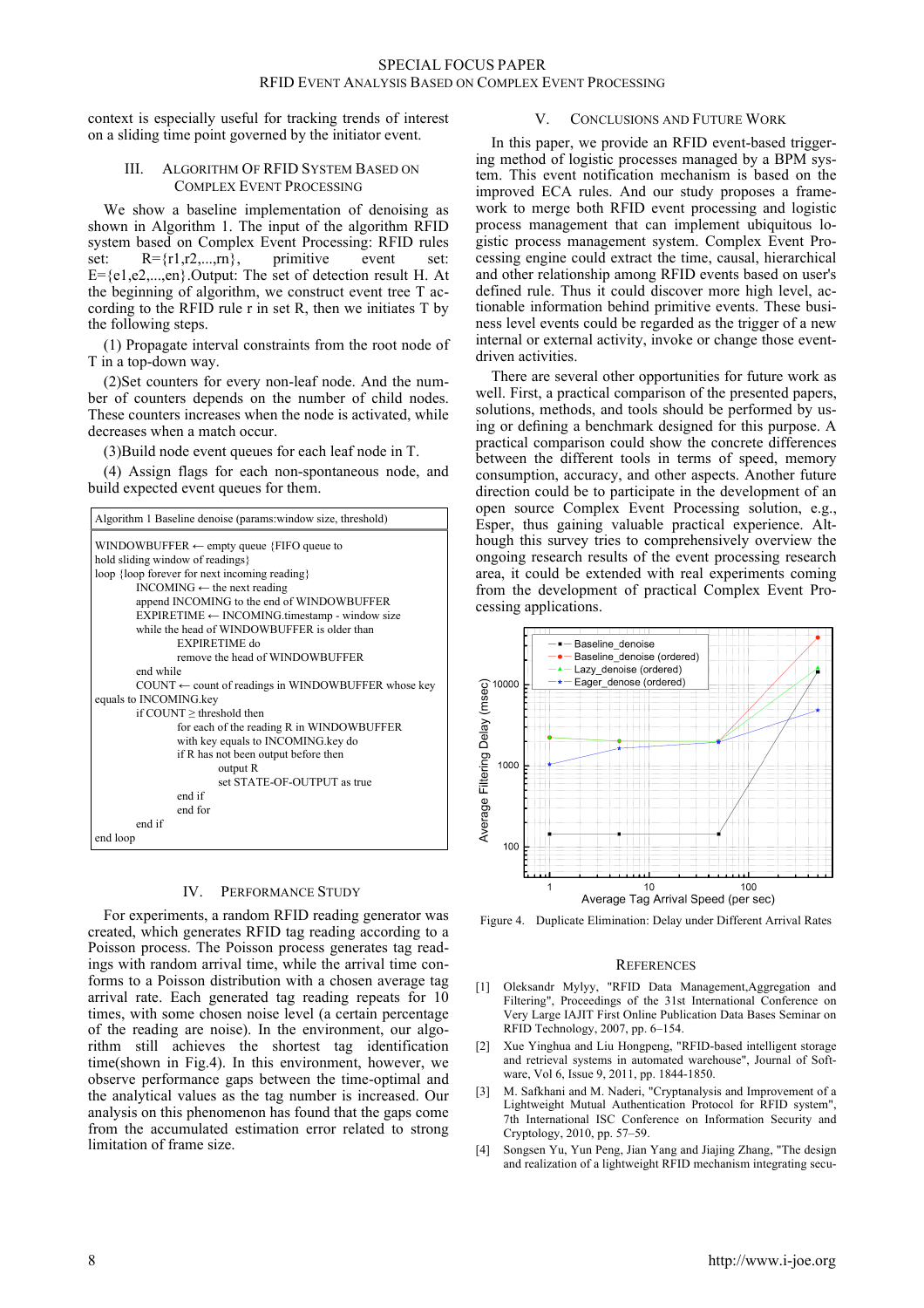context is especially useful for tracking trends of interest on a sliding time point governed by the initiator event.

## III. Algorithm Of RFID System Based On Complex Event Processing

We show a baseline implementation of denoising as shown in Algorithm 1. The input of the algorithm RFID system based on Complex Event Processing: RFID rules set: R={r1,r2,...,rn}, primitive event set: E={e1,e2,...,en}.Output: The set of detection result H. At the beginning of algorithm, we construct event tree T according to the RFID rule r in set R, then we initiates T by the following steps.

(1) Propagate interval constraints from the root node of T in a top-down way.

(2)Set counters for every non-leaf node. And the number of counters depends on the number of child nodes. These counters increases when the node is activated, while decreases when a match occur.

(3)Build node event queues for each leaf node in T.

(4) Assign flags for each non-spontaneous node, and build expected event queues for them.

Algorithm 1 Baseline denoise (params:window size, threshold)

```
WINDOWBUFFER ← empty queue {FIFO queue to
hold sliding window of readings}
loop {loop forever for next incoming reading}
    INCOMING ← the next reading
    append INCOMING to the end of WINDOWBUFFER
    EXPIRETIME ← INCOMING.timestamp - window size
    while the head of WINDOWBUFFER is older than
        EXPIRETIME do
        remove the head of WINDOWBUFFER
    end while
    COUNT ← count of readings in WINDOWBUFFER whose key
equals to INCOMING.key
    if COUNT ≥ threshold then
        for each of the reading R in WINDOWBUFFER
        with key equals to INCOMING.key do
        if R has not been output before then
            output R
            set STATE-OF-OUTPUT as true
        end if
        end for
    end if
end loop
```

## IV. Performance Study

For experiments, a random RFID reading generator was created, which generates RFID tag reading according to a Poisson process. The Poisson process generates tag readings with random arrival time, while the arrival time conforms to a Poisson distribution with a chosen average tag arrival rate. Each generated tag reading repeats for 10 times, with some chosen noise level (a certain percentage of the reading are noise). In the environment, our algorithm still achieves the shortest tag identification time(shown in Fig.4). In this environment, however, we observe performance gaps between the time-optimal and the analytical values as the tag number is increased. Our analysis on this phenomenon has found that the gaps come from the accumulated estimation error related to strong limitation of frame size.

## V. Conclusions and Future Work

In this paper, we provide an RFID event-based triggering method of logistic processes managed by a BPM system. This event notification mechanism is based on the improved ECA rules. And our study proposes a framework to merge both RFID event processing and logistic process management that can implement ubiquitous logistic process management system. Complex Event Processing engine could extract the time, causal, hierarchical and other relationship among RFID events based on user's defined rule. Thus it could discover more high level, actionable information behind primitive events. These business level events could be regarded as the trigger of a new internal or external activity, invoke or change those event-driven activities.

There are several other opportunities for future work as well. First, a practical comparison of the presented papers, solutions, methods, and tools should be performed by using or defining a benchmark designed for this purpose. A practical comparison could show the concrete differences between the different tools in terms of speed, memory consumption, accuracy, and other aspects. Another future direction could be to participate in the development of an open source Complex Event Processing solution, e.g., Esper, thus gaining valuable practical experience. Although this survey tries to comprehensively overview the ongoing research results of the event processing research area, it could be extended with real experiments coming from the development of practical Complex Event Processing applications.

Figure 4. Duplicate Elimination: Delay under Different Arrival Rates

## References

[1] Oleksandr Mylyy, "RFID Data Management,Aggregation and Filtering", Proceedings of the 31st International Conference on Very Large IAJIT First Online Publication Data Bases Seminar on RFID Technology, 2007, pp. 6–154.

[2] Xue Yinghua and Liu Hongpeng, "RFID-based intelligent storage and retrieval systems in automated warehouse", Journal of Software, Vol 6, Issue 9, 2011, pp. 1844-1850.

[3] M. Safkhani and M. Naderi, "Cryptanalysis and Improvement of a Lightweight Mutual Authentication Protocol for RFID system", 7th International ISC Conference on Information Security and Cryptology, 2010, pp. 57–59.

[4] Songsen Yu, Yun Peng, Jian Yang and Jiajing Zhang, "The design and realization of a lightweight RFID mechanism integrating secu-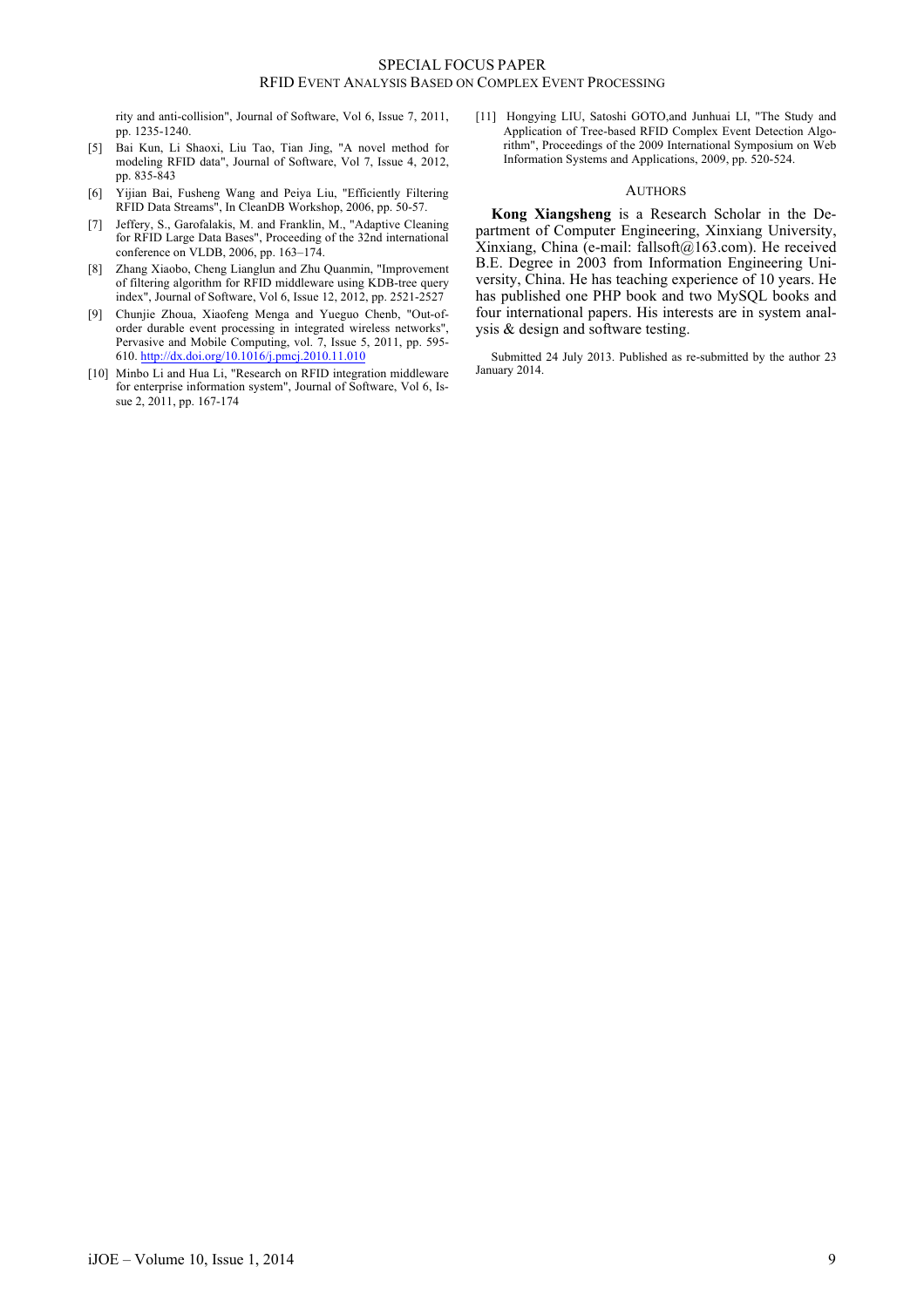rity and anti-collision", Journal of Software, Vol 6, Issue 7, 2011, pp. 1235-1240.

[5] Bai Kun, Li Shaoxi, Liu Tao, Tian Jing, "A novel method for modeling RFID data", Journal of Software, Vol 7, Issue 4, 2012, pp. 835-843

[6] Yijian Bai, Fusheng Wang and Peiya Liu, "Efficiently Filtering RFID Data Streams", In CleanDB Workshop, 2006, pp. 50-57.

[7] Jeffery, S., Garofalakis, M. and Franklin, M., "Adaptive Cleaning for RFID Large Data Bases", Proceeding of the 32nd international conference on VLDB, 2006, pp. 163–174.

[8] Zhang Xiaobo, Cheng Lianglun and Zhu Quanmin, "Improvement of filtering algorithm for RFID middleware using KDB-tree query index", Journal of Software, Vol 6, Issue 12, 2012, pp. 2521-2527

[9] Chunjie Zhoua, Xiaofeng Menga and Yueguo Chenb, "Out-of-order durable event processing in integrated wireless networks", Pervasive and Mobile Computing, vol. 7, Issue 5, 2011, pp. 595-610. http://dx.doi.org/10.1016/j.pmcj.2010.11.010

[10] Minbo Li and Hua Li, "Research on RFID integration middleware for enterprise information system", Journal of Software, Vol 6, Issue 2, 2011, pp. 167-174

[11] Hongying LIU, Satoshi GOTO,and Junhuai LI, "The Study and Application of Tree-based RFID Complex Event Detection Algorithm", Proceedings of the 2009 International Symposium on Web Information Systems and Applications, 2009, pp. 520-524.

## AUTHORS

**Kong Xiangsheng** is a Research Scholar in the Department of Computer Engineering, Xinxiang University, Xinxiang, China (e-mail: fallsoft@163.com). He received B.E. Degree in 2003 from Information Engineering University, China. He has teaching experience of 10 years. He has published one PHP book and two MySQL books and four international papers. His interests are in system analysis & design and software testing.

Submitted 24 July 2013. Published as re-submitted by the author 23 January 2014.